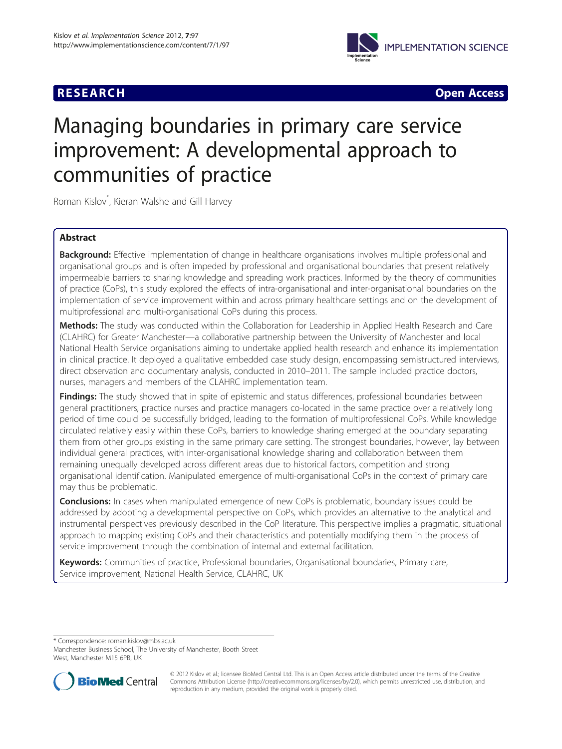RESEARCH **Open Access**

# Managing boundaries in primary care service improvement: A developmental approach to communities of practice

Roman Kislov*, Kieran Walshe and Gill Harvey

## Abstract

**Background:** Effective implementation of change in healthcare organisations involves multiple professional and organisational groups and is often impeded by professional and organisational boundaries that present relatively impermeable barriers to sharing knowledge and spreading work practices. Informed by the theory of communities of practice (CoPs), this study explored the effects of intra-organisational and inter-organisational boundaries on the implementation of service improvement within and across primary healthcare settings and on the development of multiprofessional and multi-organisational CoPs during this process.

**Methods:** The study was conducted within the Collaboration for Leadership in Applied Health Research and Care (CLAHRC) for Greater Manchester—a collaborative partnership between the University of Manchester and local National Health Service organisations aiming to undertake applied health research and enhance its implementation in clinical practice. It deployed a qualitative embedded case study design, encompassing semistructured interviews, direct observation and documentary analysis, conducted in 2010–2011. The sample included practice doctors, nurses, managers and members of the CLAHRC implementation team.

**Findings:** The study showed that in spite of epistemic and status differences, professional boundaries between general practitioners, practice nurses and practice managers co-located in the same practice over a relatively long period of time could be successfully bridged, leading to the formation of multiprofessional CoPs. While knowledge circulated relatively easily within these CoPs, barriers to knowledge sharing emerged at the boundary separating them from other groups existing in the same primary care setting. The strongest boundaries, however, lay between individual general practices, with inter-organisational knowledge sharing and collaboration between them remaining unequally developed across different areas due to historical factors, competition and strong organisational identification. Manipulated emergence of multi-organisational CoPs in the context of primary care may thus be problematic.

**Conclusions:** In cases when manipulated emergence of new CoPs is problematic, boundary issues could be addressed by adopting a developmental perspective on CoPs, which provides an alternative to the analytical and instrumental perspectives previously described in the CoP literature. This perspective implies a pragmatic, situational approach to mapping existing CoPs and their characteristics and potentially modifying them in the process of service improvement through the combination of internal and external facilitation.

**Keywords:** Communities of practice, Professional boundaries, Organisational boundaries, Primary care, Service improvement, National Health Service, CLAHRC, UK

---

* Correspondence: roman.kislov@mbs.ac.uk
Manchester Business School, The University of Manchester, Booth Street West, Manchester M15 6PB, UK

© 2012 Kislov et al.; licensee BioMed Central Ltd. This is an Open Access article distributed under the terms of the Creative Commons Attribution License (http://creativecommons.org/licenses/by/2.0), which permits unrestricted use, distribution, and reproduction in any medium, provided the original work is properly cited.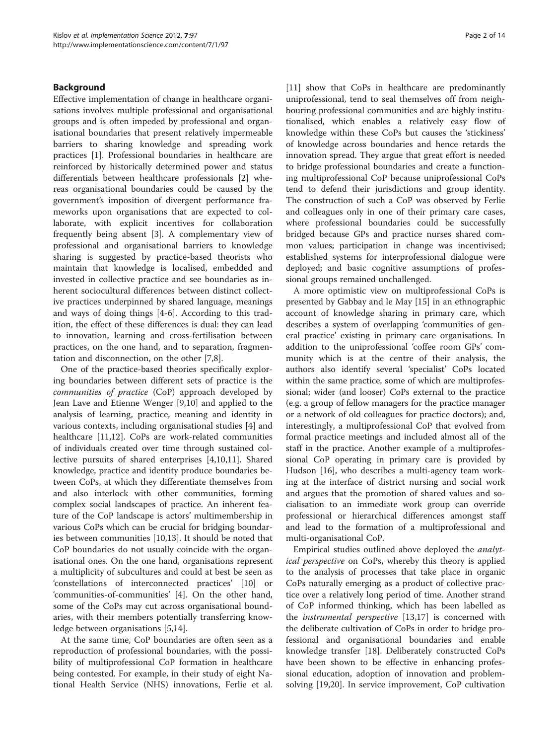## Background

Effective implementation of change in healthcare organisations involves multiple professional and organisational groups and is often impeded by professional and organisational boundaries that present relatively impermeable barriers to sharing knowledge and spreading work practices [1]. Professional boundaries in healthcare are reinforced by historically determined power and status differentials between healthcare professionals [2] whereas organisational boundaries could be caused by the government's imposition of divergent performance frameworks upon organisations that are expected to collaborate, with explicit incentives for collaboration frequently being absent [3]. A complementary view of professional and organisational barriers to knowledge sharing is suggested by practice-based theorists who maintain that knowledge is localised, embedded and invested in collective practice and see boundaries as inherent sociocultural differences between distinct collective practices underpinned by shared language, meanings and ways of doing things [4-6]. According to this tradition, the effect of these differences is dual: they can lead to innovation, learning and cross-fertilisation between practices, on the one hand, and to separation, fragmentation and disconnection, on the other [7,8].

One of the practice-based theories specifically exploring boundaries between different sets of practice is the *communities of practice* (CoP) approach developed by Jean Lave and Etienne Wenger [9,10] and applied to the analysis of learning, practice, meaning and identity in various contexts, including organisational studies [4] and healthcare [11,12]. CoPs are work-related communities of individuals created over time through sustained collective pursuits of shared enterprises [4,10,11]. Shared knowledge, practice and identity produce boundaries between CoPs, at which they differentiate themselves from and also interlock with other communities, forming complex social landscapes of practice. An inherent feature of the CoP landscape is actors' multimembership in various CoPs which can be crucial for bridging boundaries between communities [10,13]. It should be noted that CoP boundaries do not usually coincide with the organisational ones. On the one hand, organisations represent a multiplicity of subcultures and could at best be seen as 'constellations of interconnected practices' [10] or 'communities-of-communities' [4]. On the other hand, some of the CoPs may cut across organisational boundaries, with their members potentially transferring knowledge between organisations [5,14].

At the same time, CoP boundaries are often seen as a reproduction of professional boundaries, with the possibility of multiprofessional CoP formation in healthcare being contested. For example, in their study of eight National Health Service (NHS) innovations, Ferlie et al. [11] show that CoPs in healthcare are predominantly uniprofessional, tend to seal themselves off from neighbouring professional communities and are highly institutionalised, which enables a relatively easy flow of knowledge within these CoPs but causes the 'stickiness' of knowledge across boundaries and hence retards the innovation spread. They argue that great effort is needed to bridge professional boundaries and create a functioning multiprofessional CoP because uniprofessional CoPs tend to defend their jurisdictions and group identity. The construction of such a CoP was observed by Ferlie and colleagues only in one of their primary care cases, where professional boundaries could be successfully bridged because GPs and practice nurses shared common values; participation in change was incentivised; established systems for interprofessional dialogue were deployed; and basic cognitive assumptions of professional groups remained unchallenged.

A more optimistic view on multiprofessional CoPs is presented by Gabbay and le May [15] in an ethnographic account of knowledge sharing in primary care, which describes a system of overlapping 'communities of general practice' existing in primary care organisations. In addition to the uniprofessional 'coffee room GPs' community which is at the centre of their analysis, the authors also identify several 'specialist' CoPs located within the same practice, some of which are multiprofessional; wider (and looser) CoPs external to the practice (e.g. a group of fellow managers for the practice manager or a network of old colleagues for practice doctors); and, interestingly, a multiprofessional CoP that evolved from formal practice meetings and included almost all of the staff in the practice. Another example of a multiprofessional CoP operating in primary care is provided by Hudson [16], who describes a multi-agency team working at the interface of district nursing and social work and argues that the promotion of shared values and socialisation to an immediate work group can override professional or hierarchical differences amongst staff and lead to the formation of a multiprofessional and multi-organisational CoP.

Empirical studies outlined above deployed the *analytical perspective* on CoPs, whereby this theory is applied to the analysis of processes that take place in organic CoPs naturally emerging as a product of collective practice over a relatively long period of time. Another strand of CoP informed thinking, which has been labelled as the *instrumental perspective* [13,17] is concerned with the deliberate cultivation of CoPs in order to bridge professional and organisational boundaries and enable knowledge transfer [18]. Deliberately constructed CoPs have been shown to be effective in enhancing professional education, adoption of innovation and problem-solving [19,20]. In service improvement, CoP cultivation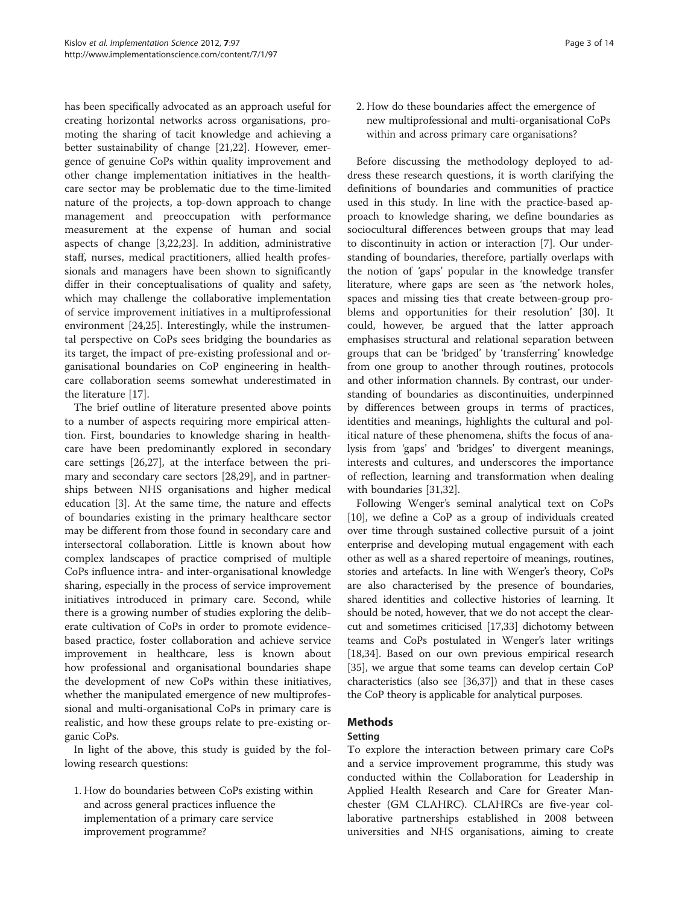has been specifically advocated as an approach useful for creating horizontal networks across organisations, promoting the sharing of tacit knowledge and achieving a better sustainability of change [21,22]. However, emergence of genuine CoPs within quality improvement and other change implementation initiatives in the healthcare sector may be problematic due to the time-limited nature of the projects, a top-down approach to change management and preoccupation with performance measurement at the expense of human and social aspects of change [3,22,23]. In addition, administrative staff, nurses, medical practitioners, allied health professionals and managers have been shown to significantly differ in their conceptualisations of quality and safety, which may challenge the collaborative implementation of service improvement initiatives in a multiprofessional environment [24,25]. Interestingly, while the instrumental perspective on CoPs sees bridging the boundaries as its target, the impact of pre-existing professional and organisational boundaries on CoP engineering in healthcare collaboration seems somewhat underestimated in the literature [17].

The brief outline of literature presented above points to a number of aspects requiring more empirical attention. First, boundaries to knowledge sharing in healthcare have been predominantly explored in secondary care settings [26,27], at the interface between the primary and secondary care sectors [28,29], and in partnerships between NHS organisations and higher medical education [3]. At the same time, the nature and effects of boundaries existing in the primary healthcare sector may be different from those found in secondary care and intersectoral collaboration. Little is known about how complex landscapes of practice comprised of multiple CoPs influence intra- and inter-organisational knowledge sharing, especially in the process of service improvement initiatives introduced in primary care. Second, while there is a growing number of studies exploring the deliberate cultivation of CoPs in order to promote evidence-based practice, foster collaboration and achieve service improvement in healthcare, less is known about how professional and organisational boundaries shape the development of new CoPs within these initiatives, whether the manipulated emergence of new multiprofessional and multi-organisational CoPs in primary care is realistic, and how these groups relate to pre-existing organic CoPs.

In light of the above, this study is guided by the following research questions:

1. How do boundaries between CoPs existing within and across general practices influence the implementation of a primary care service improvement programme?
2. How do these boundaries affect the emergence of new multiprofessional and multi-organisational CoPs within and across primary care organisations?

Before discussing the methodology deployed to address these research questions, it is worth clarifying the definitions of boundaries and communities of practice used in this study. In line with the practice-based approach to knowledge sharing, we define boundaries as sociocultural differences between groups that may lead to discontinuity in action or interaction [7]. Our understanding of boundaries, therefore, partially overlaps with the notion of 'gaps' popular in the knowledge transfer literature, where gaps are seen as 'the network holes, spaces and missing ties that create between-group problems and opportunities for their resolution' [30]. It could, however, be argued that the latter approach emphasises structural and relational separation between groups that can be 'bridged' by 'transferring' knowledge from one group to another through routines, protocols and other information channels. By contrast, our understanding of boundaries as discontinuities, underpinned by differences between groups in terms of practices, identities and meanings, highlights the cultural and political nature of these phenomena, shifts the focus of analysis from 'gaps' and 'bridges' to divergent meanings, interests and cultures, and underscores the importance of reflection, learning and transformation when dealing with boundaries [31,32].

Following Wenger's seminal analytical text on CoPs [10], we define a CoP as a group of individuals created over time through sustained collective pursuit of a joint enterprise and developing mutual engagement with each other as well as a shared repertoire of meanings, routines, stories and artefacts. In line with Wenger's theory, CoPs are also characterised by the presence of boundaries, shared identities and collective histories of learning. It should be noted, however, that we do not accept the clear-cut and sometimes criticised [17,33] dichotomy between teams and CoPs postulated in Wenger's later writings [18,34]. Based on our own previous empirical research [35], we argue that some teams can develop certain CoP characteristics (also see [36,37]) and that in these cases the CoP theory is applicable for analytical purposes.

## Methods

### Setting

To explore the interaction between primary care CoPs and a service improvement programme, this study was conducted within the Collaboration for Leadership in Applied Health Research and Care for Greater Manchester (GM CLAHRC). CLAHRCs are five-year collaborative partnerships established in 2008 between universities and NHS organisations, aiming to create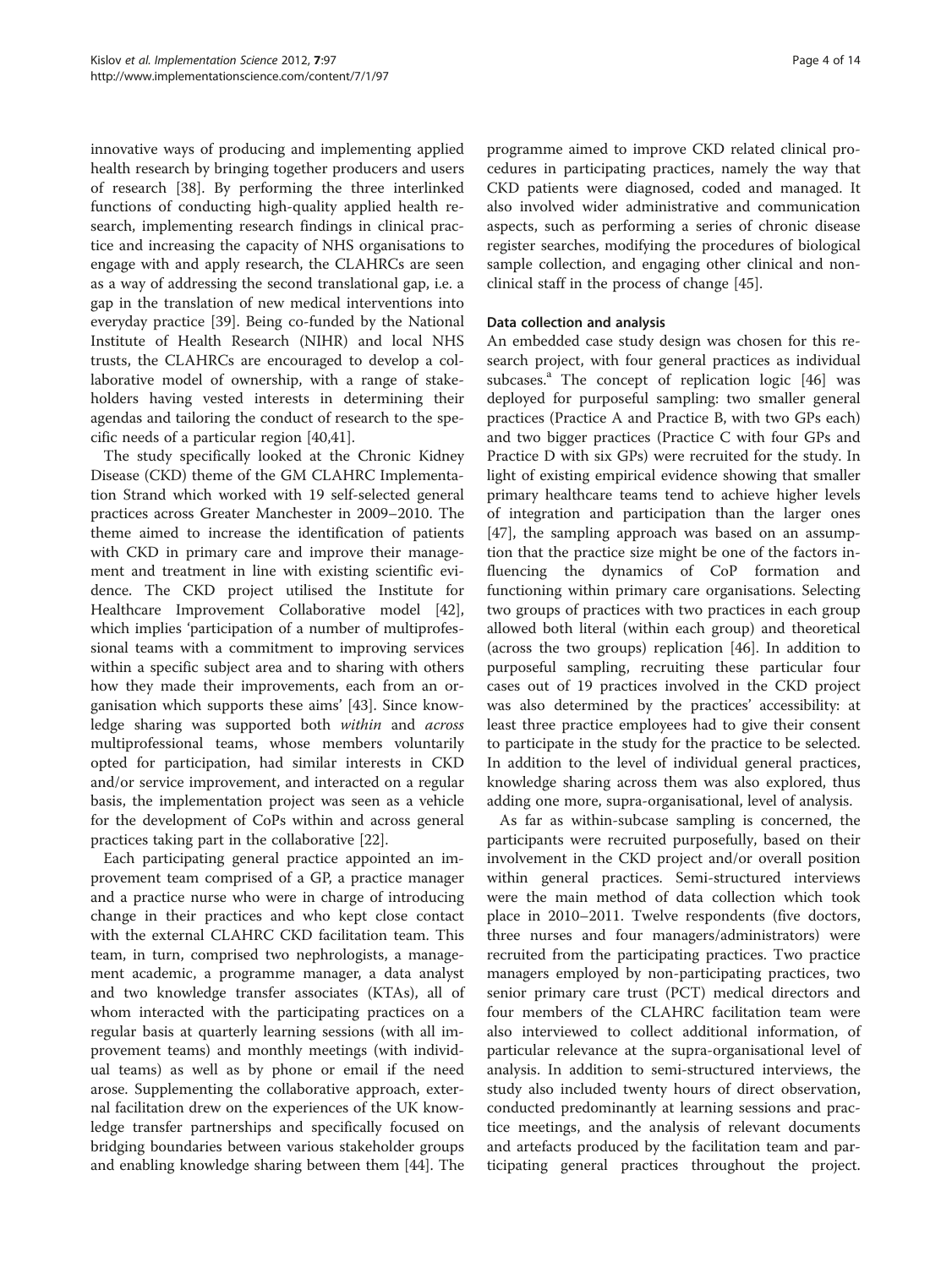innovative ways of producing and implementing applied health research by bringing together producers and users of research [38]. By performing the three interlinked functions of conducting high-quality applied health research, implementing research findings in clinical practice and increasing the capacity of NHS organisations to engage with and apply research, the CLAHRCs are seen as a way of addressing the second translational gap, i.e. a gap in the translation of new medical interventions into everyday practice [39]. Being co-funded by the National Institute of Health Research (NIHR) and local NHS trusts, the CLAHRCs are encouraged to develop a collaborative model of ownership, with a range of stakeholders having vested interests in determining their agendas and tailoring the conduct of research to the specific needs of a particular region [40,41].

The study specifically looked at the Chronic Kidney Disease (CKD) theme of the GM CLAHRC Implementation Strand which worked with 19 self-selected general practices across Greater Manchester in 2009–2010. The theme aimed to increase the identification of patients with CKD in primary care and improve their management and treatment in line with existing scientific evidence. The CKD project utilised the Institute for Healthcare Improvement Collaborative model [42], which implies 'participation of a number of multiprofessional teams with a commitment to improving services within a specific subject area and to sharing with others how they made their improvements, each from an organisation which supports these aims' [43]. Since knowledge sharing was supported both *within* and *across* multiprofessional teams, whose members voluntarily opted for participation, had similar interests in CKD and/or service improvement, and interacted on a regular basis, the implementation project was seen as a vehicle for the development of CoPs within and across general practices taking part in the collaborative [22].

Each participating general practice appointed an improvement team comprised of a GP, a practice manager and a practice nurse who were in charge of introducing change in their practices and who kept close contact with the external CLAHRC CKD facilitation team. This team, in turn, comprised two nephrologists, a management academic, a programme manager, a data analyst and two knowledge transfer associates (KTAs), all of whom interacted with the participating practices on a regular basis at quarterly learning sessions (with all improvement teams) and monthly meetings (with individual teams) as well as by phone or email if the need arose. Supplementing the collaborative approach, external facilitation drew on the experiences of the UK knowledge transfer partnerships and specifically focused on bridging boundaries between various stakeholder groups and enabling knowledge sharing between them [44]. The programme aimed to improve CKD related clinical procedures in participating practices, namely the way that CKD patients were diagnosed, coded and managed. It also involved wider administrative and communication aspects, such as performing a series of chronic disease register searches, modifying the procedures of biological sample collection, and engaging other clinical and non-clinical staff in the process of change [45].

### Data collection and analysis

An embedded case study design was chosen for this research project, with four general practices as individual subcases.[a] The concept of replication logic [46] was deployed for purposeful sampling: two smaller general practices (Practice A and Practice B, with two GPs each) and two bigger practices (Practice C with four GPs and Practice D with six GPs) were recruited for the study. In light of existing empirical evidence showing that smaller primary healthcare teams tend to achieve higher levels of integration and participation than the larger ones [47], the sampling approach was based on an assumption that the practice size might be one of the factors influencing the dynamics of CoP formation and functioning within primary care organisations. Selecting two groups of practices with two practices in each group allowed both literal (within each group) and theoretical (across the two groups) replication [46]. In addition to purposeful sampling, recruiting these particular four cases out of 19 practices involved in the CKD project was also determined by the practices' accessibility: at least three practice employees had to give their consent to participate in the study for the practice to be selected. In addition to the level of individual general practices, knowledge sharing across them was also explored, thus adding one more, supra-organisational, level of analysis.

As far as within-subcase sampling is concerned, the participants were recruited purposefully, based on their involvement in the CKD project and/or overall position within general practices. Semi-structured interviews were the main method of data collection which took place in 2010–2011. Twelve respondents (five doctors, three nurses and four managers/administrators) were recruited from the participating practices. Two practice managers employed by non-participating practices, two senior primary care trust (PCT) medical directors and four members of the CLAHRC facilitation team were also interviewed to collect additional information, of particular relevance at the supra-organisational level of analysis. In addition to semi-structured interviews, the study also included twenty hours of direct observation, conducted predominantly at learning sessions and practice meetings, and the analysis of relevant documents and artefacts produced by the facilitation team and participating general practices throughout the project.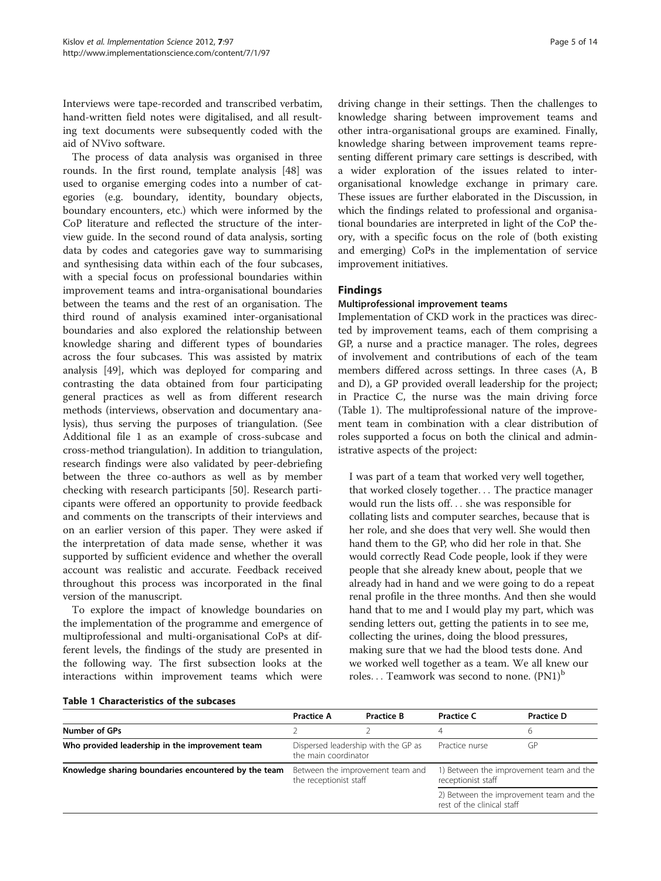Interviews were tape-recorded and transcribed verbatim, hand-written field notes were digitalised, and all resulting text documents were subsequently coded with the aid of NVivo software.

The process of data analysis was organised in three rounds. In the first round, template analysis [48] was used to organise emerging codes into a number of categories (e.g. boundary, identity, boundary objects, boundary encounters, etc.) which were informed by the CoP literature and reflected the structure of the interview guide. In the second round of data analysis, sorting data by codes and categories gave way to summarising and synthesising data within each of the four subcases, with a special focus on professional boundaries within improvement teams and intra-organisational boundaries between the teams and the rest of an organisation. The third round of analysis examined inter-organisational boundaries and also explored the relationship between knowledge sharing and different types of boundaries across the four subcases. This was assisted by matrix analysis [49], which was deployed for comparing and contrasting the data obtained from four participating general practices as well as from different research methods (interviews, observation and documentary analysis), thus serving the purposes of triangulation. (See Additional file 1 as an example of cross-subcase and cross-method triangulation). In addition to triangulation, research findings were also validated by peer-debriefing between the three co-authors as well as by member checking with research participants [50]. Research participants were offered an opportunity to provide feedback and comments on the transcripts of their interviews and on an earlier version of this paper. They were asked if the interpretation of data made sense, whether it was supported by sufficient evidence and whether the overall account was realistic and accurate. Feedback received throughout this process was incorporated in the final version of the manuscript.

To explore the impact of knowledge boundaries on the implementation of the programme and emergence of multiprofessional and multi-organisational CoPs at different levels, the findings of the study are presented in the following way. The first subsection looks at the interactions within improvement teams which were driving change in their settings. Then the challenges to knowledge sharing between improvement teams and other intra-organisational groups are examined. Finally, knowledge sharing between improvement teams representing different primary care settings is described, with a wider exploration of the issues related to inter-organisational knowledge exchange in primary care. These issues are further elaborated in the Discussion, in which the findings related to professional and organisational boundaries are interpreted in light of the CoP theory, with a specific focus on the role of (both existing and emerging) CoPs in the implementation of service improvement initiatives.

## Findings

### Multiprofessional improvement teams

Implementation of CKD work in the practices was directed by improvement teams, each of them comprising a GP, a nurse and a practice manager. The roles, degrees of involvement and contributions of each of the team members differed across settings. In three cases (A, B and D), a GP provided overall leadership for the project; in Practice C, the nurse was the main driving force (Table 1). The multiprofessional nature of the improvement team in combination with a clear distribution of roles supported a focus on both the clinical and administrative aspects of the project:

> I was part of a team that worked very well together, that worked closely together... The practice manager would run the lists off... she was responsible for collating lists and computer searches, because that is her role, and she does that very well. She would then hand them to the GP, who did her role in that. She would correctly Read Code people, look if they were people that she already knew about, people that we already had in hand and we were going to do a repeat renal profile in the three months. And then she would hand that to me and I would play my part, which was sending letters out, getting the patients in to see me, collecting the urines, doing the blood pressures, making sure that we had the blood tests done. And we worked well together as a team. We all knew our roles... Teamwork was second to none. (PN1)[b]

**Table 1 Characteristics of the subcases**

| | Practice A | Practice B | Practice C | Practice D |
|---|---|---|---|---|
| **Number of GPs** | 2 | 2 | 4 | 6 |
| **Who provided leadership in the improvement team** | Dispersed leadership with the GP as the main coordinator | | Practice nurse | GP |
| **Knowledge sharing boundaries encountered by the team** | Between the improvement team and the receptionist staff | | 1) Between the improvement team and the receptionist staff | |
| | | | 2) Between the improvement team and the rest of the clinical staff | |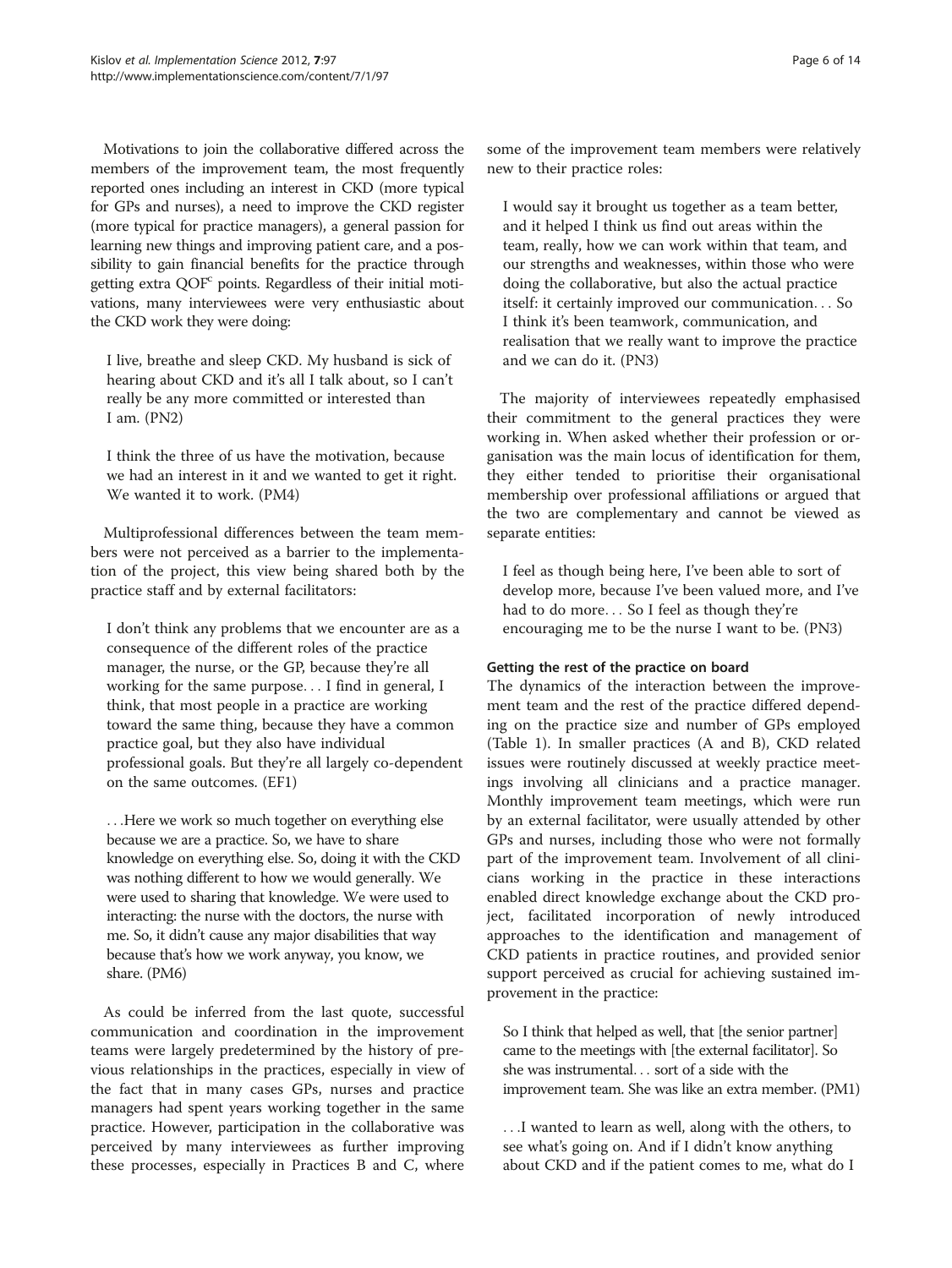Motivations to join the collaborative differed across the members of the improvement team, the most frequently reported ones including an interest in CKD (more typical for GPs and nurses), a need to improve the CKD register (more typical for practice managers), a general passion for learning new things and improving patient care, and a possibility to gain financial benefits for the practice through getting extra QOF[c] points. Regardless of their initial motivations, many interviewees were very enthusiastic about the CKD work they were doing:

> I live, breathe and sleep CKD. My husband is sick of hearing about CKD and it's all I talk about, so I can't really be any more committed or interested than I am. (PN2)

> I think the three of us have the motivation, because we had an interest in it and we wanted to get it right. We wanted it to work. (PM4)

Multiprofessional differences between the team members were not perceived as a barrier to the implementation of the project, this view being shared both by the practice staff and by external facilitators:

> I don't think any problems that we encounter are as a consequence of the different roles of the practice manager, the nurse, or the GP, because they're all working for the same purpose... I find in general, I think, that most people in a practice are working toward the same thing, because they have a common practice goal, but they also have individual professional goals. But they're all largely co-dependent on the same outcomes. (EF1)

> ...Here we work so much together on everything else because we are a practice. So, we have to share knowledge on everything else. So, doing it with the CKD was nothing different to how we would generally. We were used to sharing that knowledge. We were used to interacting: the nurse with the doctors, the nurse with me. So, it didn't cause any major disabilities that way because that's how we work anyway, you know, we share. (PM6)

As could be inferred from the last quote, successful communication and coordination in the improvement teams were largely predetermined by the history of previous relationships in the practices, especially in view of the fact that in many cases GPs, nurses and practice managers had spent years working together in the same practice. However, participation in the collaborative was perceived by many interviewees as further improving these processes, especially in Practices B and C, where some of the improvement team members were relatively new to their practice roles:

> I would say it brought us together as a team better, and it helped I think us find out areas within the team, really, how we can work within that team, and our strengths and weaknesses, within those who were doing the collaborative, but also the actual practice itself: it certainly improved our communication... So I think it's been teamwork, communication, and realisation that we really want to improve the practice and we can do it. (PN3)

The majority of interviewees repeatedly emphasised their commitment to the general practices they were working in. When asked whether their profession or organisation was the main locus of identification for them, they either tended to prioritise their organisational membership over professional affiliations or argued that the two are complementary and cannot be viewed as separate entities:

> I feel as though being here, I've been able to sort of develop more, because I've been valued more, and I've had to do more... So I feel as though they're encouraging me to be the nurse I want to be. (PN3)

#### Getting the rest of the practice on board

The dynamics of the interaction between the improvement team and the rest of the practice differed depending on the practice size and number of GPs employed (Table 1). In smaller practices (A and B), CKD related issues were routinely discussed at weekly practice meetings involving all clinicians and a practice manager. Monthly improvement team meetings, which were run by an external facilitator, were usually attended by other GPs and nurses, including those who were not formally part of the improvement team. Involvement of all clinicians working in the practice in these interactions enabled direct knowledge exchange about the CKD project, facilitated incorporation of newly introduced approaches to the identification and management of CKD patients in practice routines, and provided senior support perceived as crucial for achieving sustained improvement in the practice:

> So I think that helped as well, that [the senior partner] came to the meetings with [the external facilitator]. So she was instrumental... sort of a side with the improvement team. She was like an extra member. (PM1)

> ...I wanted to learn as well, along with the others, to see what's going on. And if I didn't know anything about CKD and if the patient comes to me, what do I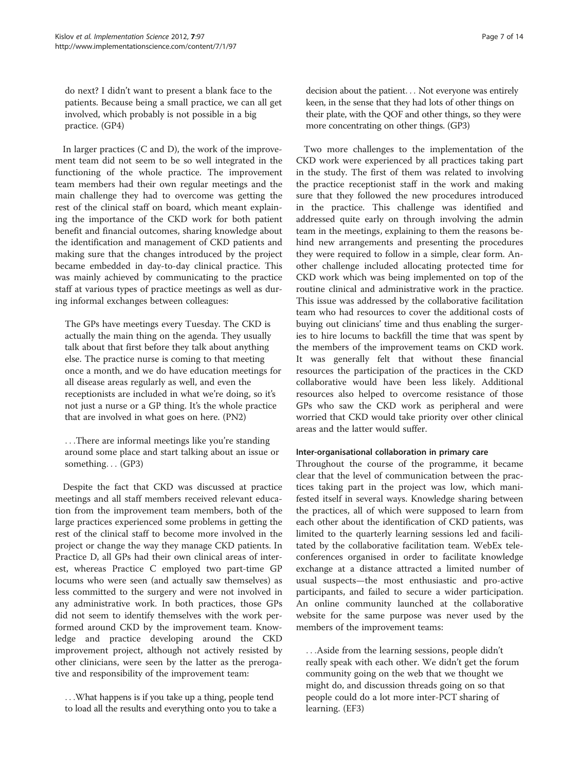do next? I didn't want to present a blank face to the patients. Because being a small practice, we can all get involved, which probably is not possible in a big practice. (GP4)

In larger practices (C and D), the work of the improvement team did not seem to be so well integrated in the functioning of the whole practice. The improvement team members had their own regular meetings and the main challenge they had to overcome was getting the rest of the clinical staff on board, which meant explaining the importance of the CKD work for both patient benefit and financial outcomes, sharing knowledge about the identification and management of CKD patients and making sure that the changes introduced by the project became embedded in day-to-day clinical practice. This was mainly achieved by communicating to the practice staff at various types of practice meetings as well as during informal exchanges between colleagues:

> The GPs have meetings every Tuesday. The CKD is actually the main thing on the agenda. They usually talk about that first before they talk about anything else. The practice nurse is coming to that meeting once a month, and we do have education meetings for all disease areas regularly as well, and even the receptionists are included in what we're doing, so it's not just a nurse or a GP thing. It's the whole practice that are involved in what goes on here. (PN2)

> . . .There are informal meetings like you're standing around some place and start talking about an issue or something. . . (GP3)

Despite the fact that CKD was discussed at practice meetings and all staff members received relevant education from the improvement team members, both of the large practices experienced some problems in getting the rest of the clinical staff to become more involved in the project or change the way they manage CKD patients. In Practice D, all GPs had their own clinical areas of interest, whereas Practice C employed two part-time GP locums who were seen (and actually saw themselves) as less committed to the surgery and were not involved in any administrative work. In both practices, those GPs did not seem to identify themselves with the work performed around CKD by the improvement team. Knowledge and practice developing around the CKD improvement project, although not actively resisted by other clinicians, were seen by the latter as the prerogative and responsibility of the improvement team:

> . . .What happens is if you take up a thing, people tend to load all the results and everything onto you to take a decision about the patient. . . Not everyone was entirely keen, in the sense that they had lots of other things on their plate, with the QOF and other things, so they were more concentrating on other things. (GP3)

Two more challenges to the implementation of the CKD work were experienced by all practices taking part in the study. The first of them was related to involving the practice receptionist staff in the work and making sure that they followed the new procedures introduced in the practice. This challenge was identified and addressed quite early on through involving the admin team in the meetings, explaining to them the reasons behind new arrangements and presenting the procedures they were required to follow in a simple, clear form. Another challenge included allocating protected time for CKD work which was being implemented on top of the routine clinical and administrative work in the practice. This issue was addressed by the collaborative facilitation team who had resources to cover the additional costs of buying out clinicians' time and thus enabling the surgeries to hire locums to backfill the time that was spent by the members of the improvement teams on CKD work. It was generally felt that without these financial resources the participation of the practices in the CKD collaborative would have been less likely. Additional resources also helped to overcome resistance of those GPs who saw the CKD work as peripheral and were worried that CKD would take priority over other clinical areas and the latter would suffer.

#### Inter-organisational collaboration in primary care

Throughout the course of the programme, it became clear that the level of communication between the practices taking part in the project was low, which manifested itself in several ways. Knowledge sharing between the practices, all of which were supposed to learn from each other about the identification of CKD patients, was limited to the quarterly learning sessions led and facilitated by the collaborative facilitation team. WebEx teleconferences organised in order to facilitate knowledge exchange at a distance attracted a limited number of usual suspects—the most enthusiastic and pro-active participants, and failed to secure a wider participation. An online community launched at the collaborative website for the same purpose was never used by the members of the improvement teams:

> . . .Aside from the learning sessions, people didn't really speak with each other. We didn't get the forum community going on the web that we thought we might do, and discussion threads going on so that people could do a lot more inter-PCT sharing of learning. (EF3)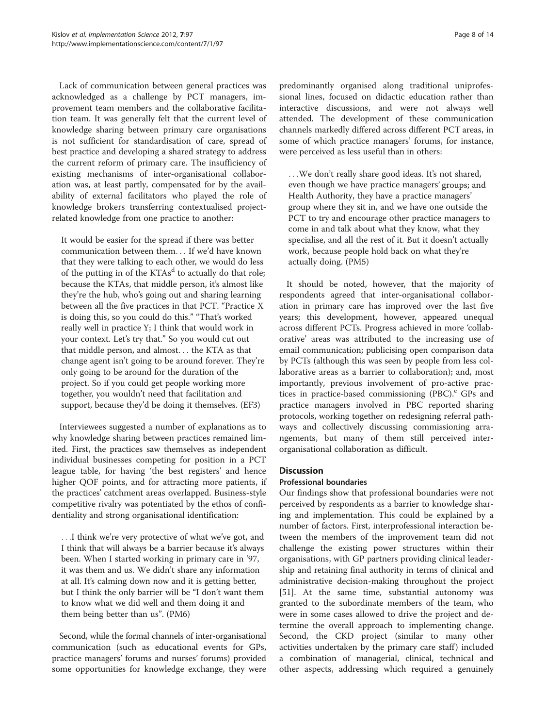Lack of communication between general practices was acknowledged as a challenge by PCT managers, improvement team members and the collaborative facilitation team. It was generally felt that the current level of knowledge sharing between primary care organisations is not sufficient for standardisation of care, spread of best practice and developing a shared strategy to address the current reform of primary care. The insufficiency of existing mechanisms of inter-organisational collaboration was, at least partly, compensated for by the availability of external facilitators who played the role of knowledge brokers transferring contextualised project-related knowledge from one practice to another:

> It would be easier for the spread if there was better communication between them… If we'd have known that they were talking to each other, we would do less of the putting in of the KTAs[d] to actually do that role; because the KTAs, that middle person, it's almost like they're the hub, who's going out and sharing learning between all the five practices in that PCT. "Practice X is doing this, so you could do this." "That's worked really well in practice Y; I think that would work in your context. Let's try that." So you would cut out that middle person, and almost… the KTA as that change agent isn't going to be around forever. They're only going to be around for the duration of the project. So if you could get people working more together, you wouldn't need that facilitation and support, because they'd be doing it themselves. (EF3)

Interviewees suggested a number of explanations as to why knowledge sharing between practices remained limited. First, the practices saw themselves as independent individual businesses competing for position in a PCT league table, for having 'the best registers' and hence higher QOF points, and for attracting more patients, if the practices' catchment areas overlapped. Business-style competitive rivalry was potentiated by the ethos of confidentiality and strong organisational identification:

> …I think we're very protective of what we've got, and I think that will always be a barrier because it's always been. When I started working in primary care in '97, it was them and us. We didn't share any information at all. It's calming down now and it is getting better, but I think the only barrier will be "I don't want them to know what we did well and them doing it and them being better than us". (PM6)

Second, while the formal channels of inter-organisational communication (such as educational events for GPs, practice managers' forums and nurses' forums) provided some opportunities for knowledge exchange, they were predominantly organised along traditional uniprofessional lines, focused on didactic education rather than interactive discussions, and were not always well attended. The development of these communication channels markedly differed across different PCT areas, in some of which practice managers' forums, for instance, were perceived as less useful than in others:

> …We don't really share good ideas. It's not shared, even though we have practice managers' groups; and Health Authority, they have a practice managers' group where they sit in, and we have one outside the PCT to try and encourage other practice managers to come in and talk about what they know, what they specialise, and all the rest of it. But it doesn't actually work, because people hold back on what they're actually doing. (PM5)

It should be noted, however, that the majority of respondents agreed that inter-organisational collaboration in primary care has improved over the last five years; this development, however, appeared unequal across different PCTs. Progress achieved in more 'collaborative' areas was attributed to the increasing use of email communication; publicising open comparison data by PCTs (although this was seen by people from less collaborative areas as a barrier to collaboration); and, most importantly, previous involvement of pro-active practices in practice-based commissioning (PBC).[e] GPs and practice managers involved in PBC reported sharing protocols, working together on redesigning referral pathways and collectively discussing commissioning arrangements, but many of them still perceived inter-organisational collaboration as difficult.

## Discussion

### Professional boundaries

Our findings show that professional boundaries were not perceived by respondents as a barrier to knowledge sharing and implementation. This could be explained by a number of factors. First, interprofessional interaction between the members of the improvement team did not challenge the existing power structures within their organisations, with GP partners providing clinical leadership and retaining final authority in terms of clinical and administrative decision-making throughout the project [51]. At the same time, substantial autonomy was granted to the subordinate members of the team, who were in some cases allowed to drive the project and determine the overall approach to implementing change. Second, the CKD project (similar to many other activities undertaken by the primary care staff) included a combination of managerial, clinical, technical and other aspects, addressing which required a genuinely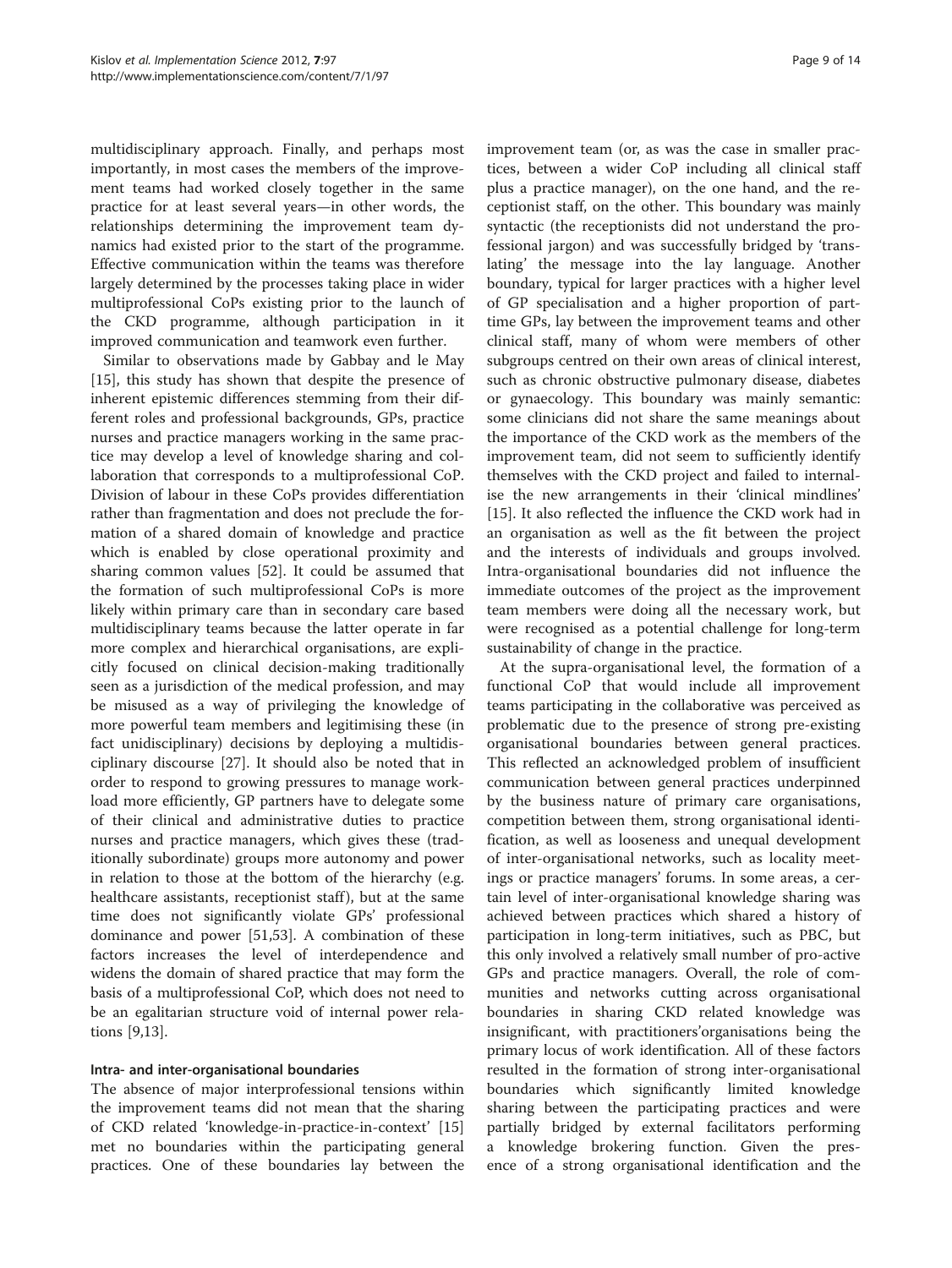multidisciplinary approach. Finally, and perhaps most importantly, in most cases the members of the improvement teams had worked closely together in the same practice for at least several years—in other words, the relationships determining the improvement team dynamics had existed prior to the start of the programme. Effective communication within the teams was therefore largely determined by the processes taking place in wider multiprofessional CoPs existing prior to the launch of the CKD programme, although participation in it improved communication and teamwork even further.

Similar to observations made by Gabbay and le May [15], this study has shown that despite the presence of inherent epistemic differences stemming from their different roles and professional backgrounds, GPs, practice nurses and practice managers working in the same practice may develop a level of knowledge sharing and collaboration that corresponds to a multiprofessional CoP. Division of labour in these CoPs provides differentiation rather than fragmentation and does not preclude the formation of a shared domain of knowledge and practice which is enabled by close operational proximity and sharing common values [52]. It could be assumed that the formation of such multiprofessional CoPs is more likely within primary care than in secondary care based multidisciplinary teams because the latter operate in far more complex and hierarchical organisations, are explicitly focused on clinical decision-making traditionally seen as a jurisdiction of the medical profession, and may be misused as a way of privileging the knowledge of more powerful team members and legitimising these (in fact unidisciplinary) decisions by deploying a multidisciplinary discourse [27]. It should also be noted that in order to respond to growing pressures to manage workload more efficiently, GP partners have to delegate some of their clinical and administrative duties to practice nurses and practice managers, which gives these (traditionally subordinate) groups more autonomy and power in relation to those at the bottom of the hierarchy (e.g. healthcare assistants, receptionist staff), but at the same time does not significantly violate GPs' professional dominance and power [51,53]. A combination of these factors increases the level of interdependence and widens the domain of shared practice that may form the basis of a multiprofessional CoP, which does not need to be an egalitarian structure void of internal power relations [9,13].

### Intra- and inter-organisational boundaries

The absence of major interprofessional tensions within the improvement teams did not mean that the sharing of CKD related 'knowledge-in-practice-in-context' [15] met no boundaries within the participating general practices. One of these boundaries lay between the improvement team (or, as was the case in smaller practices, between a wider CoP including all clinical staff plus a practice manager), on the one hand, and the receptionist staff, on the other. This boundary was mainly syntactic (the receptionists did not understand the professional jargon) and was successfully bridged by 'translating' the message into the lay language. Another boundary, typical for larger practices with a higher level of GP specialisation and a higher proportion of part-time GPs, lay between the improvement teams and other clinical staff, many of whom were members of other subgroups centred on their own areas of clinical interest, such as chronic obstructive pulmonary disease, diabetes or gynaecology. This boundary was mainly semantic: some clinicians did not share the same meanings about the importance of the CKD work as the members of the improvement team, did not seem to sufficiently identify themselves with the CKD project and failed to internalise the new arrangements in their 'clinical mindlines' [15]. It also reflected the influence the CKD work had in an organisation as well as the fit between the project and the interests of individuals and groups involved. Intra-organisational boundaries did not influence the immediate outcomes of the project as the improvement team members were doing all the necessary work, but were recognised as a potential challenge for long-term sustainability of change in the practice.

At the supra-organisational level, the formation of a functional CoP that would include all improvement teams participating in the collaborative was perceived as problematic due to the presence of strong pre-existing organisational boundaries between general practices. This reflected an acknowledged problem of insufficient communication between general practices underpinned by the business nature of primary care organisations, competition between them, strong organisational identification, as well as looseness and unequal development of inter-organisational networks, such as locality meetings or practice managers' forums. In some areas, a certain level of inter-organisational knowledge sharing was achieved between practices which shared a history of participation in long-term initiatives, such as PBC, but this only involved a relatively small number of pro-active GPs and practice managers. Overall, the role of communities and networks cutting across organisational boundaries in sharing CKD related knowledge was insignificant, with practitioners'organisations being the primary locus of work identification. All of these factors resulted in the formation of strong inter-organisational boundaries which significantly limited knowledge sharing between the participating practices and were partially bridged by external facilitators performing a knowledge brokering function. Given the presence of a strong organisational identification and the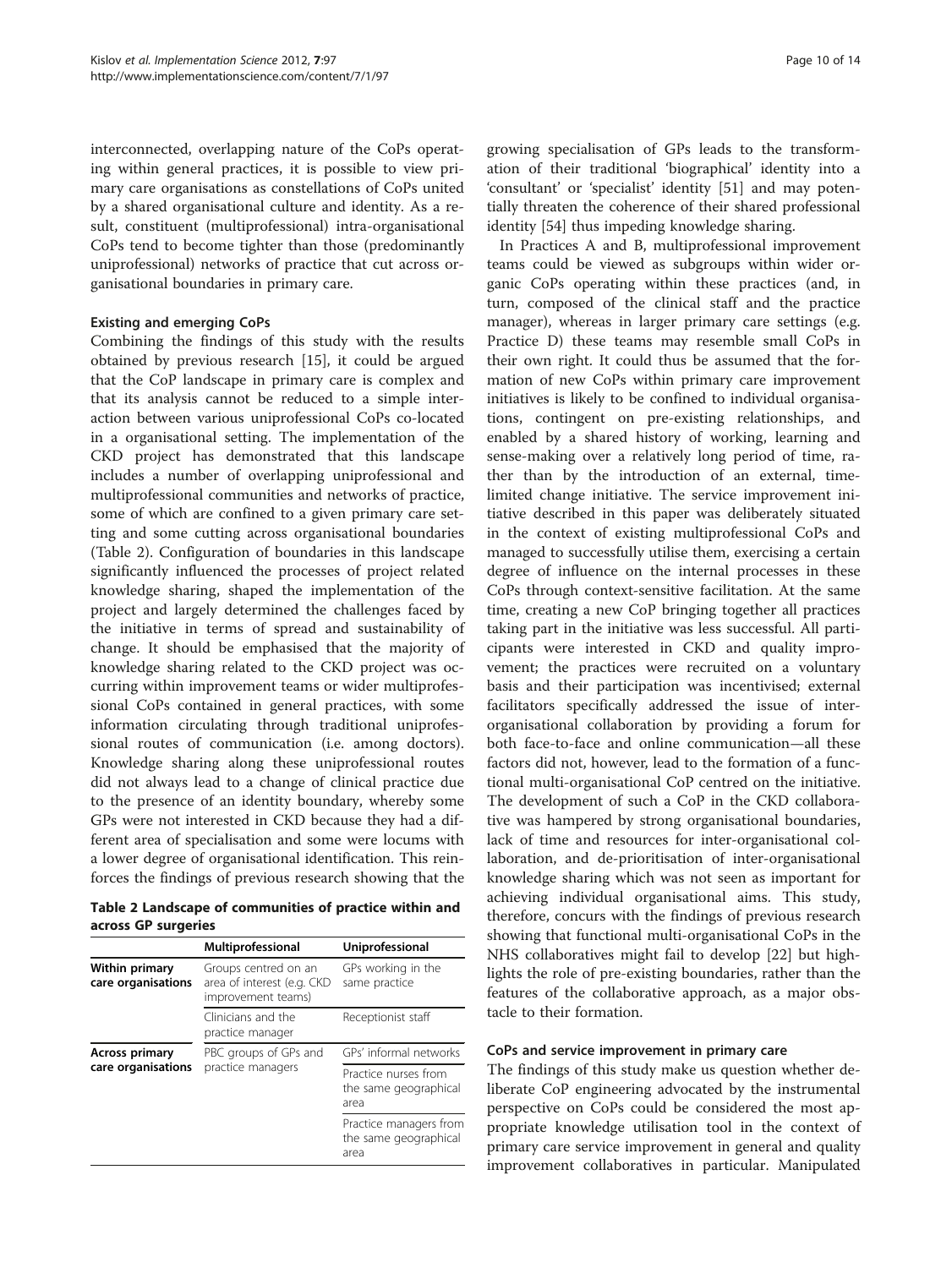interconnected, overlapping nature of the CoPs operating within general practices, it is possible to view primary care organisations as constellations of CoPs united by a shared organisational culture and identity. As a result, constituent (multiprofessional) intra-organisational CoPs tend to become tighter than those (predominantly uniprofessional) networks of practice that cut across organisational boundaries in primary care.

### Existing and emerging CoPs

Combining the findings of this study with the results obtained by previous research [15], it could be argued that the CoP landscape in primary care is complex and that its analysis cannot be reduced to a simple interaction between various uniprofessional CoPs co-located in a organisational setting. The implementation of the CKD project has demonstrated that this landscape includes a number of overlapping uniprofessional and multiprofessional communities and networks of practice, some of which are confined to a given primary care setting and some cutting across organisational boundaries (Table 2). Configuration of boundaries in this landscape significantly influenced the processes of project related knowledge sharing, shaped the implementation of the project and largely determined the challenges faced by the initiative in terms of spread and sustainability of change. It should be emphasised that the majority of knowledge sharing related to the CKD project was occurring within improvement teams or wider multiprofessional CoPs contained in general practices, with some information circulating through traditional uniprofessional routes of communication (i.e. among doctors). Knowledge sharing along these uniprofessional routes did not always lead to a change of clinical practice due to the presence of an identity boundary, whereby some GPs were not interested in CKD because they had a different area of specialisation and some were locums with a lower degree of organisational identification. This reinforces the findings of previous research showing that the growing specialisation of GPs leads to the transformation of their traditional 'biographical' identity into a 'consultant' or 'specialist' identity [51] and may potentially threaten the coherence of their shared professional identity [54] thus impeding knowledge sharing.

**Table 2 Landscape of communities of practice within and across GP surgeries**

| | Multiprofessional | Uniprofessional |
|---|---|---|
| **Within primary care organisations** | Groups centred on an area of interest (e.g. CKD improvement teams) | GPs working in the same practice |
| | Clinicians and the practice manager | Receptionist staff |
| **Across primary care organisations** | PBC groups of GPs and practice managers | GPs' informal networks |
| | | Practice nurses from the same geographical area |
| | | Practice managers from the same geographical area |

In Practices A and B, multiprofessional improvement teams could be viewed as subgroups within wider organic CoPs operating within these practices (and, in turn, composed of the clinical staff and the practice manager), whereas in larger primary care settings (e.g. Practice D) these teams may resemble small CoPs in their own right. It could thus be assumed that the formation of new CoPs within primary care improvement initiatives is likely to be confined to individual organisations, contingent on pre-existing relationships, and enabled by a shared history of working, learning and sense-making over a relatively long period of time, rather than by the introduction of an external, time-limited change initiative. The service improvement initiative described in this paper was deliberately situated in the context of existing multiprofessional CoPs and managed to successfully utilise them, exercising a certain degree of influence on the internal processes in these CoPs through context-sensitive facilitation. At the same time, creating a new CoP bringing together all practices taking part in the initiative was less successful. All participants were interested in CKD and quality improvement; the practices were recruited on a voluntary basis and their participation was incentivised; external facilitators specifically addressed the issue of inter-organisational collaboration by providing a forum for both face-to-face and online communication—all these factors did not, however, lead to the formation of a functional multi-organisational CoP centred on the initiative. The development of such a CoP in the CKD collaborative was hampered by strong organisational boundaries, lack of time and resources for inter-organisational collaboration, and de-prioritisation of inter-organisational knowledge sharing which was not seen as important for achieving individual organisational aims. This study, therefore, concurs with the findings of previous research showing that functional multi-organisational CoPs in the NHS collaboratives might fail to develop [22] but highlights the role of pre-existing boundaries, rather than the features of the collaborative approach, as a major obstacle to their formation.

### CoPs and service improvement in primary care

The findings of this study make us question whether deliberate CoP engineering advocated by the instrumental perspective on CoPs could be considered the most appropriate knowledge utilisation tool in the context of primary care service improvement in general and quality improvement collaboratives in particular. Manipulated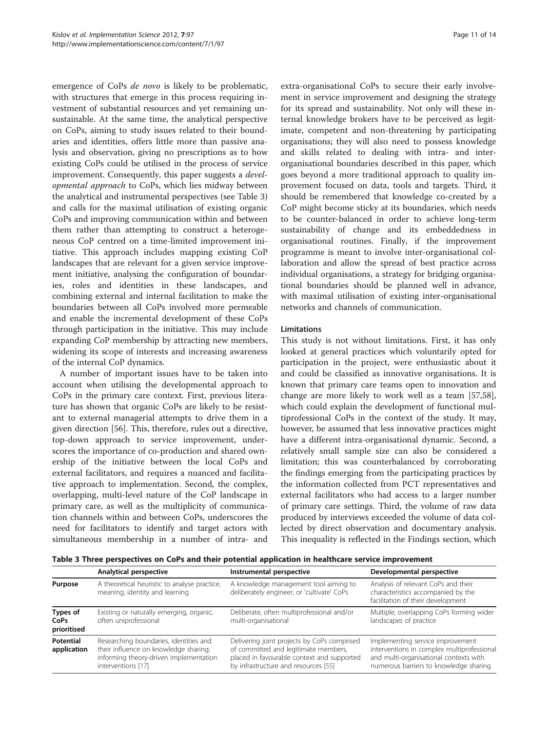emergence of CoPs *de novo* is likely to be problematic, with structures that emerge in this process requiring investment of substantial resources and yet remaining unsustainable. At the same time, the analytical perspective on CoPs, aiming to study issues related to their boundaries and identities, offers little more than passive analysis and observation, giving no prescriptions as to how existing CoPs could be utilised in the process of service improvement. Consequently, this paper suggests a *developmental approach* to CoPs, which lies midway between the analytical and instrumental perspectives (see Table 3) and calls for the maximal utilisation of existing organic CoPs and improving communication within and between them rather than attempting to construct a heterogeneous CoP centred on a time-limited improvement initiative. This approach includes mapping existing CoP landscapes that are relevant for a given service improvement initiative, analysing the configuration of boundaries, roles and identities in these landscapes, and combining external and internal facilitation to make the boundaries between all CoPs involved more permeable and enable the incremental development of these CoPs through participation in the initiative. This may include expanding CoP membership by attracting new members, widening its scope of interests and increasing awareness of the internal CoP dynamics.

A number of important issues have to be taken into account when utilising the developmental approach to CoPs in the primary care context. First, previous literature has shown that organic CoPs are likely to be resistant to external managerial attempts to drive them in a given direction [56]. This, therefore, rules out a directive, top-down approach to service improvement, underscores the importance of co-production and shared ownership of the initiative between the local CoPs and external facilitators, and requires a nuanced and facilitative approach to implementation. Second, the complex, overlapping, multi-level nature of the CoP landscape in primary care, as well as the multiplicity of communication channels within and between CoPs, underscores the need for facilitators to identify and target actors with simultaneous membership in a number of intra- and extra-organisational CoPs to secure their early involvement in service improvement and designing the strategy for its spread and sustainability. Not only will these internal knowledge brokers have to be perceived as legitimate, competent and non-threatening by participating organisations; they will also need to possess knowledge and skills related to dealing with intra- and inter-organisational boundaries described in this paper, which goes beyond a more traditional approach to quality improvement focused on data, tools and targets. Third, it should be remembered that knowledge co-created by a CoP might become sticky at its boundaries, which needs to be counter-balanced in order to achieve long-term sustainability of change and its embeddedness in organisational routines. Finally, if the improvement programme is meant to involve inter-organisational collaboration and allow the spread of best practice across individual organisations, a strategy for bridging organisational boundaries should be planned well in advance, with maximal utilisation of existing inter-organisational networks and channels of communication.

### Limitations

This study is not without limitations. First, it has only looked at general practices which voluntarily opted for participation in the project, were enthusiastic about it and could be classified as innovative organisations. It is known that primary care teams open to innovation and change are more likely to work well as a team [57,58], which could explain the development of functional multiprofessional CoPs in the context of the study. It may, however, be assumed that less innovative practices might have a different intra-organisational dynamic. Second, a relatively small sample size can also be considered a limitation; this was counterbalanced by corroborating the findings emerging from the participating practices by the information collected from PCT representatives and external facilitators who had access to a larger number of primary care settings. Third, the volume of raw data produced by interviews exceeded the volume of data collected by direct observation and documentary analysis. This inequality is reflected in the Findings section, which

**Table 3 Three perspectives on CoPs and their potential application in healthcare service improvement**

| | Analytical perspective | Instrumental perspective | Developmental perspective |
|---|---|---|---|
| **Purpose** | A theoretical heuristic to analyse practice, meaning, identity and learning | A knowledge management tool aiming to deliberately engineer, or 'cultivate' CoPs | Analysis of relevant CoPs and their characteristics accompanied by the facilitation of their development |
| **Types of CoPs prioritised** | Existing or naturally emerging, organic, often uniprofessional | Deliberate, often multiprofessional and/or multi-organisational | Multiple, overlapping CoPs forming wider landscapes of practice |
| **Potential application** | Researching boundaries, identities and their influence on knowledge sharing; informing theory-driven implementation interventions [17] | Delivering joint projects by CoPs comprised of committed and legitimate members, placed in favourable context and supported by infrastructure and resources [55] | Implementing service improvement interventions in complex multiprofessional and multi-organisational contexts with numerous barriers to knowledge sharing |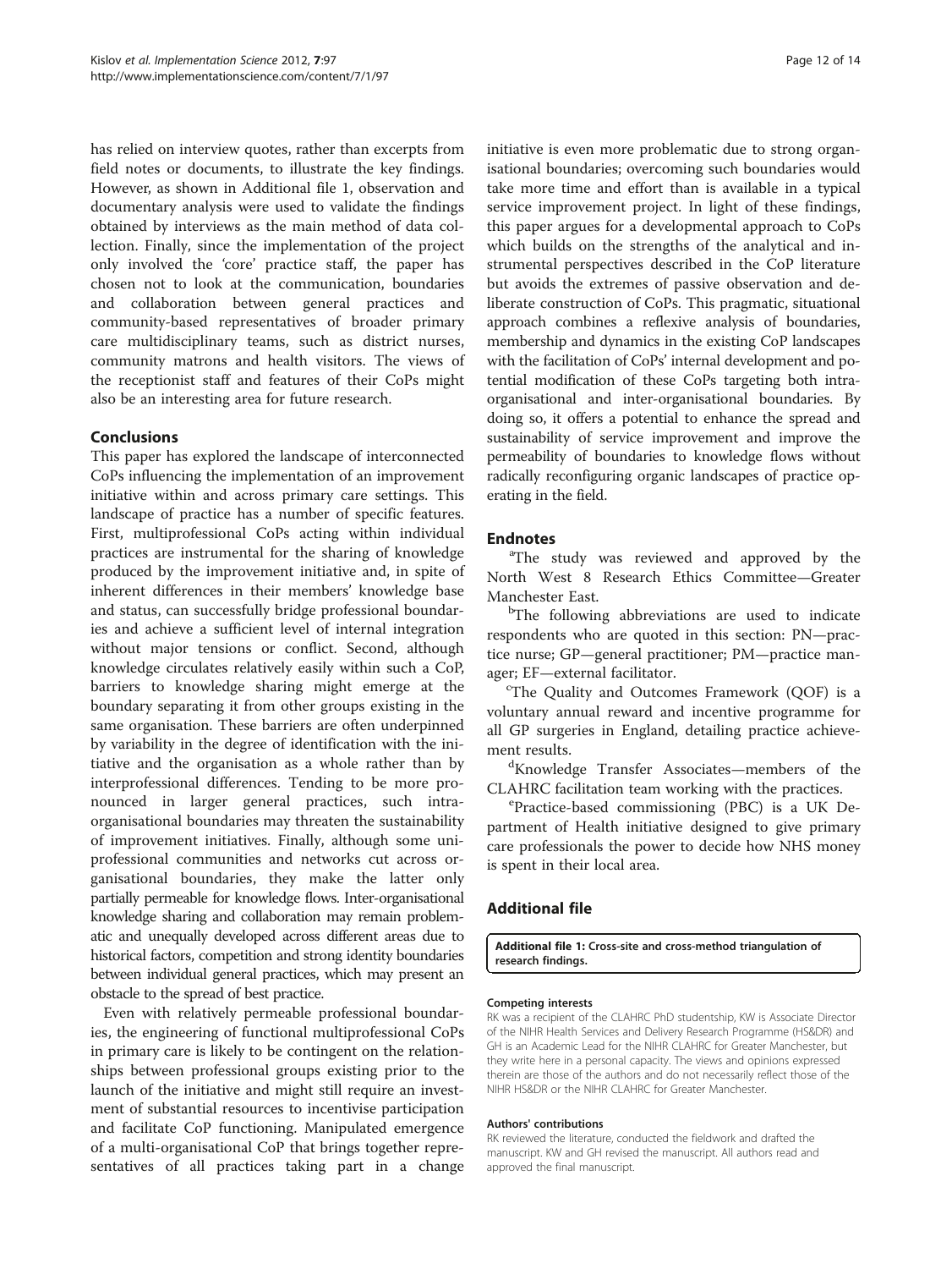has relied on interview quotes, rather than excerpts from field notes or documents, to illustrate the key findings. However, as shown in Additional file 1, observation and documentary analysis were used to validate the findings obtained by interviews as the main method of data collection. Finally, since the implementation of the project only involved the 'core' practice staff, the paper has chosen not to look at the communication, boundaries and collaboration between general practices and community-based representatives of broader primary care multidisciplinary teams, such as district nurses, community matrons and health visitors. The views of the receptionist staff and features of their CoPs might also be an interesting area for future research.

## Conclusions

This paper has explored the landscape of interconnected CoPs influencing the implementation of an improvement initiative within and across primary care settings. This landscape of practice has a number of specific features. First, multiprofessional CoPs acting within individual practices are instrumental for the sharing of knowledge produced by the improvement initiative and, in spite of inherent differences in their members' knowledge base and status, can successfully bridge professional boundaries and achieve a sufficient level of internal integration without major tensions or conflict. Second, although knowledge circulates relatively easily within such a CoP, barriers to knowledge sharing might emerge at the boundary separating it from other groups existing in the same organisation. These barriers are often underpinned by variability in the degree of identification with the initiative and the organisation as a whole rather than by interprofessional differences. Tending to be more pronounced in larger general practices, such intra-organisational boundaries may threaten the sustainability of improvement initiatives. Finally, although some uniprofessional communities and networks cut across organisational boundaries, they make the latter only partially permeable for knowledge flows. Inter-organisational knowledge sharing and collaboration may remain problematic and unequally developed across different areas due to historical factors, competition and strong identity boundaries between individual general practices, which may present an obstacle to the spread of best practice.

Even with relatively permeable professional boundaries, the engineering of functional multiprofessional CoPs in primary care is likely to be contingent on the relationships between professional groups existing prior to the launch of the initiative and might still require an investment of substantial resources to incentivise participation and facilitate CoP functioning. Manipulated emergence of a multi-organisational CoP that brings together representatives of all practices taking part in a change initiative is even more problematic due to strong organisational boundaries; overcoming such boundaries would take more time and effort than is available in a typical service improvement project. In light of these findings, this paper argues for a developmental approach to CoPs which builds on the strengths of the analytical and instrumental perspectives described in the CoP literature but avoids the extremes of passive observation and deliberate construction of CoPs. This pragmatic, situational approach combines a reflexive analysis of boundaries, membership and dynamics in the existing CoP landscapes with the facilitation of CoPs' internal development and potential modification of these CoPs targeting both intra-organisational and inter-organisational boundaries. By doing so, it offers a potential to enhance the spread and sustainability of service improvement and improve the permeability of boundaries to knowledge flows without radically reconfiguring organic landscapes of practice operating in the field.

## Endnotes

[a]The study was reviewed and approved by the North West 8 Research Ethics Committee—Greater Manchester East.

[b]The following abbreviations are used to indicate respondents who are quoted in this section: PN—practice nurse; GP—general practitioner; PM—practice manager; EF—external facilitator.

[c]The Quality and Outcomes Framework (QOF) is a voluntary annual reward and incentive programme for all GP surgeries in England, detailing practice achievement results.

[d]Knowledge Transfer Associates—members of the CLAHRC facilitation team working with the practices.

[e]Practice-based commissioning (PBC) is a UK Department of Health initiative designed to give primary care professionals the power to decide how NHS money is spent in their local area.

## Additional file

**Additional file 1: Cross-site and cross-method triangulation of research findings.**

#### Competing interests

RK was a recipient of the CLAHRC PhD studentship, KW is Associate Director of the NIHR Health Services and Delivery Research Programme (HS&DR) and GH is an Academic Lead for the NIHR CLAHRC for Greater Manchester, but they write here in a personal capacity. The views and opinions expressed therein are those of the authors and do not necessarily reflect those of the NIHR HS&DR or the NIHR CLAHRC for Greater Manchester.

#### Authors' contributions

RK reviewed the literature, conducted the fieldwork and drafted the manuscript. KW and GH revised the manuscript. All authors read and approved the final manuscript.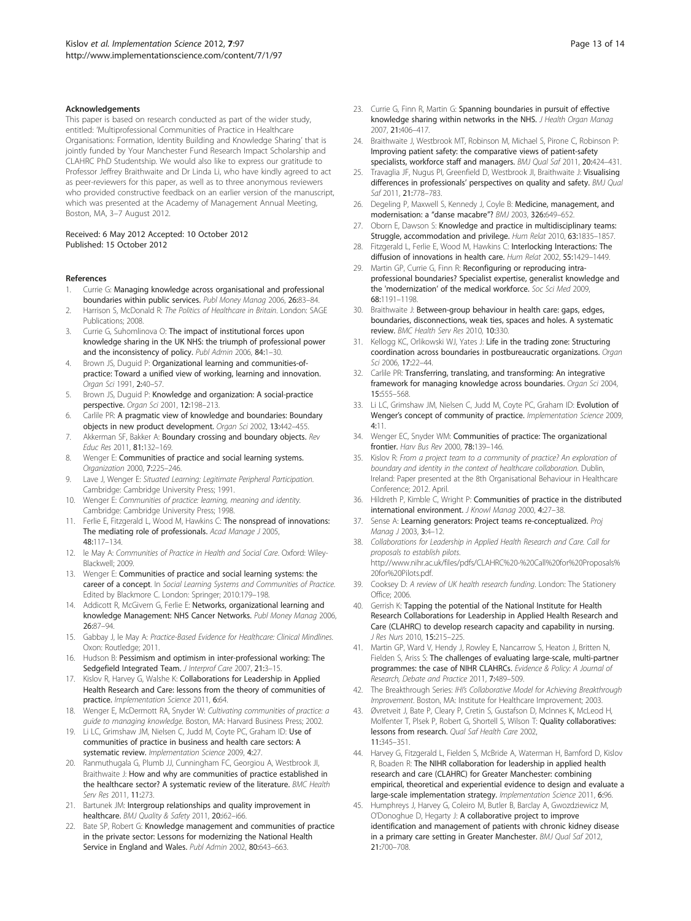### Acknowledgements

This paper is based on research conducted as part of the wider study, entitled: 'Multiprofessional Communities of Practice in Healthcare Organisations: Formation, Identity Building and Knowledge Sharing' that is jointly funded by Your Manchester Fund Research Impact Scholarship and CLAHRC PhD Studentship. We would also like to express our gratitude to Professor Jeffrey Braithwaite and Dr Linda Li, who have kindly agreed to act as peer-reviewers for this paper, as well as to three anonymous reviewers who provided constructive feedback on an earlier version of the manuscript, which was presented at the Academy of Management Annual Meeting, Boston, MA, 3–7 August 2012.

Received: 6 May 2012 Accepted: 10 October 2012
Published: 15 October 2012

### References

1. Currie G: **Managing knowledge across organisational and professional boundaries within public services.** *Publ Money Manag* 2006, **26**:83–84.
2. Harrison S, McDonald R: *The Politics of Healthcare in Britain*. London: SAGE Publications; 2008.
3. Currie G, Suhomlinova O: **The impact of institutional forces upon knowledge sharing in the UK NHS: the triumph of professional power and the inconsistency of policy.** *Publ Admin* 2006, **84**:1–30.
4. Brown JS, Duguid P: **Organizational learning and communities-of-practice: Toward a unified view of working, learning and innovation.** *Organ Sci* 1991, **2**:40–57.
5. Brown JS, Duguid P: **Knowledge and organization: A social-practice perspective.** *Organ Sci* 2001, **12**:198–213.
6. Carlile PR: **A pragmatic view of knowledge and boundaries: Boundary objects in new product development.** *Organ Sci* 2002, **13**:442–455.
7. Akkerman SF, Bakker A: **Boundary crossing and boundary objects.** *Rev Educ Res* 2011, **81**:132–169.
8. Wenger E: **Communities of practice and social learning systems.** *Organization* 2000, **7**:225–246.
9. Lave J, Wenger E: *Situated Learning: Legitimate Peripheral Participation*. Cambridge: Cambridge University Press; 1991.
10. Wenger E: *Communities of practice: learning, meaning and identity*. Cambridge: Cambridge University Press; 1998.
11. Ferlie E, Fitzgerald L, Wood M, Hawkins C: **The nonspread of innovations: The mediating role of professionals.** *Acad Manage J* 2005, **48**:117–134.
12. le May A: *Communities of Practice in Health and Social Care*. Oxford: Wiley-Blackwell; 2009.
13. Wenger E: **Communities of practice and social learning systems: the career of a concept.** In *Social Learning Systems and Communities of Practice*. Edited by Blackmore C. London: Springer; 2010:179–198.
14. Addicott R, McGivern G, Ferlie E: **Networks, organizational learning and knowledge Management: NHS Cancer Networks.** *Publ Money Manag* 2006, **26**:87–94.
15. Gabbay J, le May A: *Practice-Based Evidence for Healthcare: Clinical Mindlines*. Oxon: Routledge; 2011.
16. Hudson B: **Pessimism and optimism in inter-professional working: The Sedgefield Integrated Team.** *J Interprof Care* 2007, **21**:3–15.
17. Kislov R, Harvey G, Walshe K: **Collaborations for Leadership in Applied Health Research and Care: lessons from the theory of communities of practice.** *Implementation Science* 2011, **6**:64.
18. Wenger E, McDermott RA, Snyder W: *Cultivating communities of practice: a guide to managing knowledge*. Boston, MA: Harvard Business Press; 2002.
19. Li LC, Grimshaw JM, Nielsen C, Judd M, Coyte PC, Graham ID: **Use of communities of practice in business and health care sectors: A systematic review.** *Implementation Science* 2009, **4**:27.
20. Ranmuthugala G, Plumb JJ, Cunningham FC, Georgiou A, Westbrook JI, Braithwaite J: **How and why are communities of practice established in the healthcare sector? A systematic review of the literature.** *BMC Health Serv Res* 2011, **11**:273.
21. Bartunek JM: **Intergroup relationships and quality improvement in healthcare.** *BMJ Quality & Safety* 2011, **20**:i62–i66.
22. Bate SP, Robert G: **Knowledge management and communities of practice in the private sector: Lessons for modernizing the National Health Service in England and Wales.** *Publ Admin* 2002, **80**:643–663.
23. Currie G, Finn R, Martin G: **Spanning boundaries in pursuit of effective knowledge sharing within networks in the NHS.** *J Health Organ Manag* 2007, **21**:406–417.
24. Braithwaite J, Westbrook MT, Robinson M, Michael S, Pirone C, Robinson P: **Improving patient safety: the comparative views of patient-safety specialists, workforce staff and managers.** *BMJ Qual Saf* 2011, **20**:424–431.
25. Travaglia JF, Nugus PI, Greenfield D, Westbrook JI, Braithwaite J: **Visualising differences in professionals' perspectives on quality and safety.** *BMJ Qual Saf* 2011, **21**:778–783.
26. Degeling P, Maxwell S, Kennedy J, Coyle B: **Medicine, management, and modernisation: a "danse macabre"?** *BMJ* 2003, **326**:649–652.
27. Oborn E, Dawson S: **Knowledge and practice in multidisciplinary teams: Struggle, accommodation and privilege.** *Hum Relat* 2010, **63**:1835–1857.
28. Fitzgerald L, Ferlie E, Wood M, Hawkins C: **Interlocking Interactions: The diffusion of innovations in health care.** *Hum Relat* 2002, **55**:1429–1449.
29. Martin GP, Currie G, Finn R: **Reconfiguring or reproducing intra-professional boundaries? Specialist expertise, generalist knowledge and the 'modernization' of the medical workforce.** *Soc Sci Med* 2009, **68**:1191–1198.
30. Braithwaite J: **Between-group behaviour in health care: gaps, edges, boundaries, disconnections, weak ties, spaces and holes. A systematic review.** *BMC Health Serv Res* 2010, **10**:330.
31. Kellogg KC, Orlikowski WJ, Yates J: **Life in the trading zone: Structuring coordination across boundaries in postbureaucratic organizations.** *Organ Sci* 2006, **17**:22–44.
32. Carlile PR: **Transferring, translating, and transforming: An integrative framework for managing knowledge across boundaries.** *Organ Sci* 2004, **15**:555–568.
33. Li LC, Grimshaw JM, Nielsen C, Judd M, Coyte PC, Graham ID: **Evolution of Wenger's concept of community of practice.** *Implementation Science* 2009, **4**:11.
34. Wenger EC, Snyder WM: **Communities of practice: The organizational frontier.** *Harv Bus Rev* 2000, **78**:139–146.
35. Kislov R: *From a project team to a community of practice? An exploration of boundary and identity in the context of healthcare collaboration*. Dublin, Ireland: Paper presented at the 8th Organisational Behaviour in Healthcare Conference; 2012. April.
36. Hildreth P, Kimble C, Wright P: **Communities of practice in the distributed international environment.** *J Knowl Manag* 2000, **4**:27–38.
37. Sense A: **Learning generators: Project teams re-conceptualized.** *Proj Manag J* 2003, **3**:4–12.
38. *Collaborations for Leadership in Applied Health Research and Care. Call for proposals to establish pilots.* http://www.nihr.ac.uk/files/pdfs/CLAHRC%20-%20Call%20for%20Proposals%20for%20Pilots.pdf.
39. Cooksey D: *A review of UK health research funding*. London: The Stationery Office; 2006.
40. Gerrish K: **Tapping the potential of the National Institute for Health Research Collaborations for Leadership in Applied Health Research and Care (CLAHRC) to develop research capacity and capability in nursing.** *J Res Nurs* 2010, **15**:215–225.
41. Martin GP, Ward V, Hendy J, Rowley E, Nancarrow S, Heaton J, Britten N, Fielden S, Ariss S: **The challenges of evaluating large-scale, multi-partner programmes: the case of NIHR CLAHRCs.** *Evidence & Policy: A Journal of Research, Debate and Practice* 2011, **7**:489–509.
42. The Breakthrough Series: *IHI's Collaborative Model for Achieving Breakthrough Improvement*. Boston, MA: Institute for Healthcare Improvement; 2003.
43. Øvretveit J, Bate P, Cleary P, Cretin S, Gustafson D, McInnes K, McLeod H, Molfenter T, Plsek P, Robert G, Shortell S, Wilson T: **Quality collaboratives: lessons from research.** *Qual Saf Health Care* 2002, **11**:345–351.
44. Harvey G, Fitzgerald L, Fielden S, McBride A, Waterman H, Bamford D, Kislov R, Boaden R: **The NIHR collaboration for leadership in applied health research and care (CLAHRC) for Greater Manchester: combining empirical, theoretical and experiential evidence to design and evaluate a large-scale implementation strategy.** *Implementation Science* 2011, **6**:96.
45. Humphreys J, Harvey G, Coleiro M, Butler B, Barclay A, Gwozdziewicz M, O'Donoghue D, Hegarty J: **A collaborative project to improve identification and management of patients with chronic kidney disease in a primary care setting in Greater Manchester.** *BMJ Qual Saf* 2012, **21**:700–708.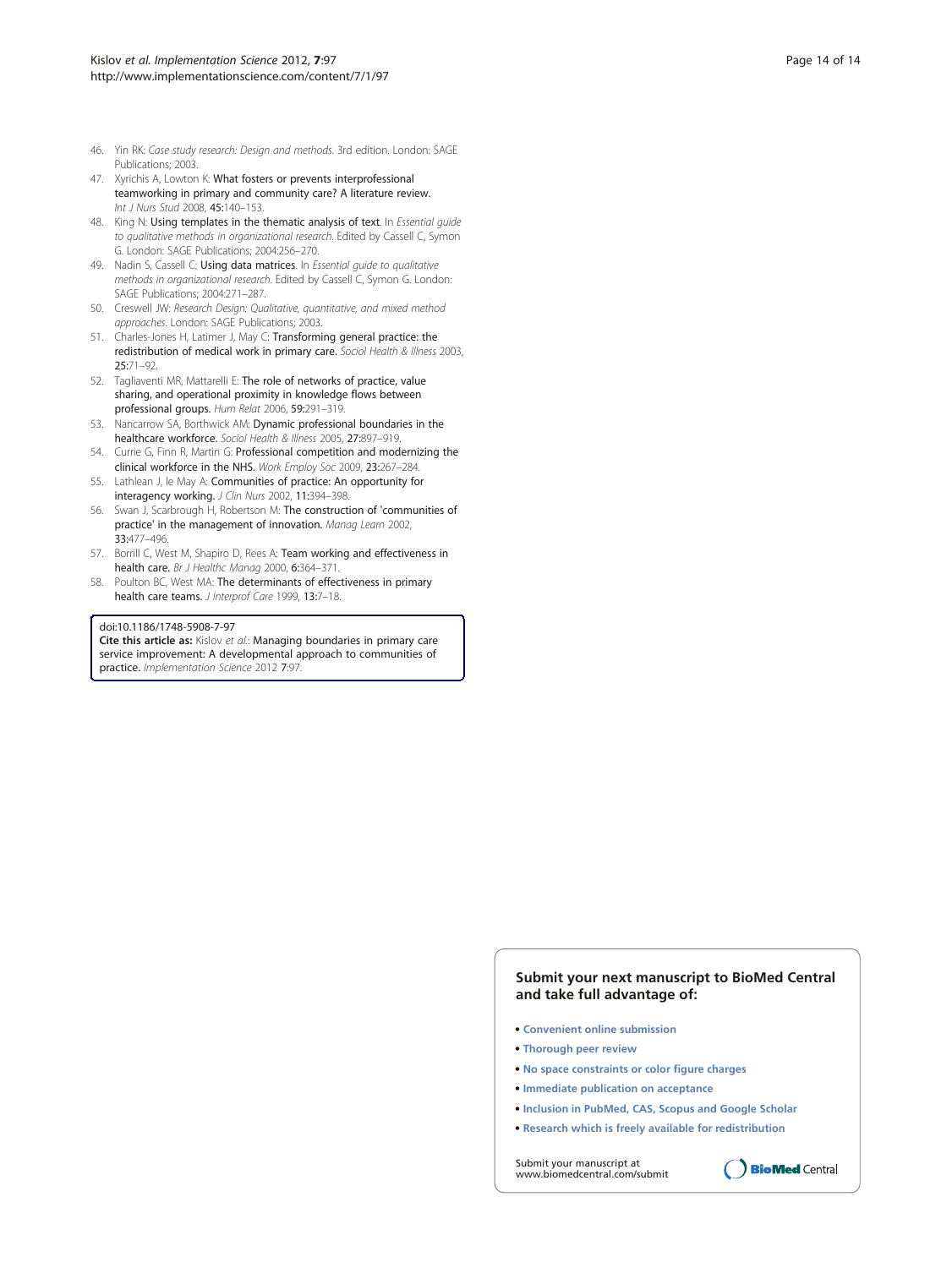46. Yin RK: *Case study research: Design and methods*. 3rd edition. London: SAGE Publications; 2003.
47. Xyrichis A, Lowton K: **What fosters or prevents interprofessional teamworking in primary and community care? A literature review.** *Int J Nurs Stud* 2008, **45:**140–153.
48. King N: **Using templates in the thematic analysis of text**. In *Essential guide to qualitative methods in organizational research*. Edited by Cassell C, Symon G. London: SAGE Publications; 2004:256–270.
49. Nadin S, Cassell C: **Using data matrices**. In *Essential guide to qualitative methods in organizational research*. Edited by Cassell C, Symon G. London: SAGE Publications; 2004:271–287.
50. Creswell JW: *Research Design: Qualitative, quantitative, and mixed method approaches*. London: SAGE Publications; 2003.
51. Charles-Jones H, Latimer J, May C: **Transforming general practice: the redistribution of medical work in primary care.** *Sociol Health & Illness* 2003, **25:**71–92.
52. Tagliaventi MR, Mattarelli E: **The role of networks of practice, value sharing, and operational proximity in knowledge flows between professional groups.** *Hum Relat* 2006, **59:**291–319.
53. Nancarrow SA, Borthwick AM: **Dynamic professional boundaries in the healthcare workforce.** *Sociol Health & Illness* 2005, **27:**897–919.
54. Currie G, Finn R, Martin G: **Professional competition and modernizing the clinical workforce in the NHS.** *Work Employ Soc* 2009, **23:**267–284.
55. Lathlean J, le May A: **Communities of practice: An opportunity for interagency working.** *J Clin Nurs* 2002, **11:**394–398.
56. Swan J, Scarbrough H, Robertson M: **The construction of 'communities of practice' in the management of innovation.** *Manag Learn* 2002, **33:**477–496.
57. Borrill C, West M, Shapiro D, Rees A: **Team working and effectiveness in health care.** *Br J Healthc Manag* 2000, **6:**364–371.
58. Poulton BC, West MA: **The determinants of effectiveness in primary health care teams.** *J Interprof Care* 1999, **13:**7–18.

doi:10.1186/1748-5908-7-97

**Cite this article as:** Kislov *et al.*: Managing boundaries in primary care service improvement: A developmental approach to communities of practice. *Implementation Science* 2012 **7**:97.

**Submit your next manuscript to BioMed Central and take full advantage of:**

- **Convenient online submission**
- **Thorough peer review**
- **No space constraints or color figure charges**
- **Immediate publication on acceptance**
- **Inclusion in PubMed, CAS, Scopus and Google Scholar**
- **Research which is freely available for redistribution**

Submit your manuscript at www.biomedcentral.com/submit

BioMed Central